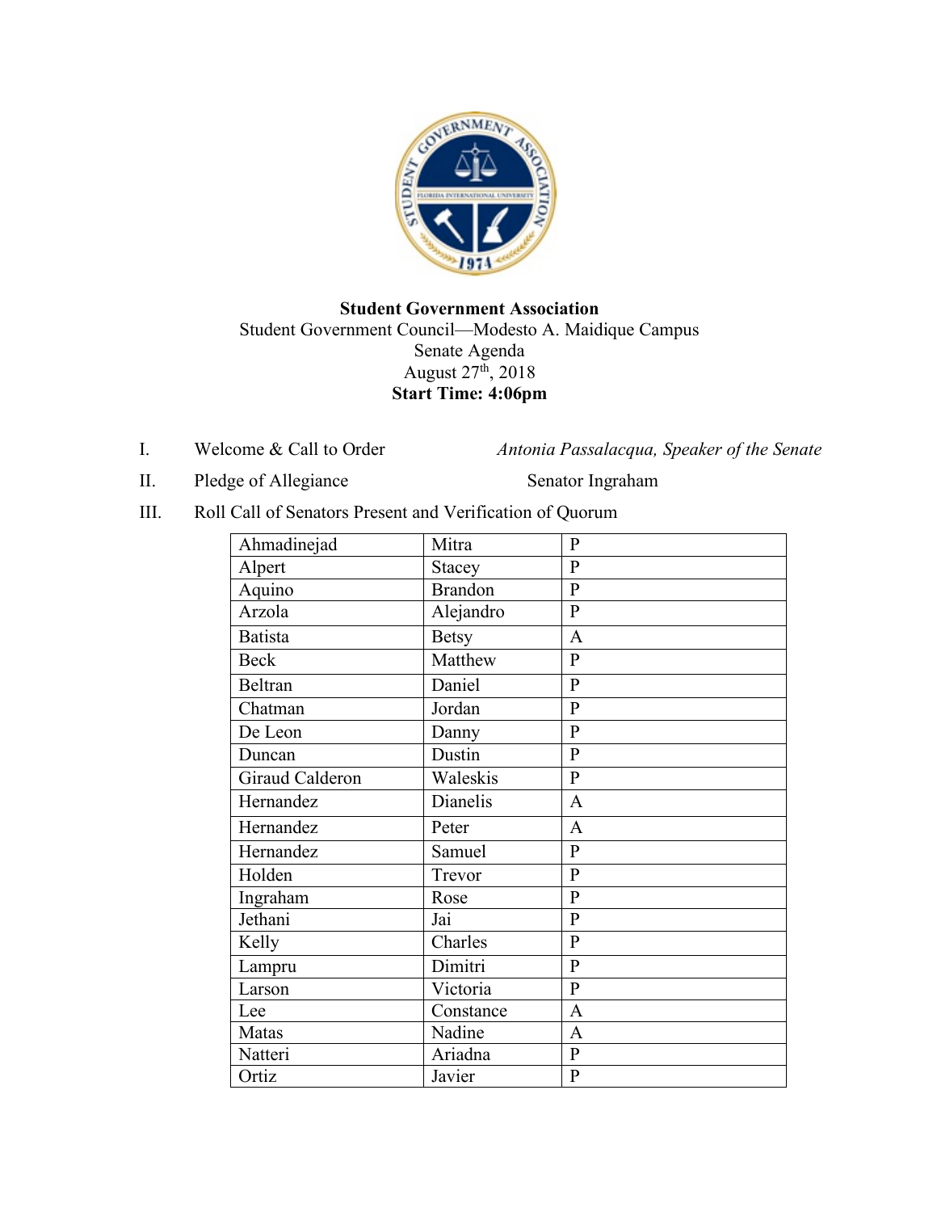**Student Government Association**

Student Government Council—Modesto A. Maidique Campus

Senate Agenda

August 27th, 2018

**Start Time: 4:06pm**

I. Welcome & Call to Order — *Antonia Passalacqua, Speaker of the Senate*

II. Pledge of Allegiance — Senator Ingraham

III. Roll Call of Senators Present and Verification of Quorum

| | | |
|---|---|---|
| Ahmadinejad | Mitra | P |
| Alpert | Stacey | P |
| Aquino | Brandon | P |
| Arzola | Alejandro | P |
| Batista | Betsy | A |
| Beck | Matthew | P |
| Beltran | Daniel | P |
| Chatman | Jordan | P |
| De Leon | Danny | P |
| Duncan | Dustin | P |
| Giraud Calderon | Waleskis | P |
| Hernandez | Dianelis | A |
| Hernandez | Peter | A |
| Hernandez | Samuel | P |
| Holden | Trevor | P |
| Ingraham | Rose | P |
| Jethani | Jai | P |
| Kelly | Charles | P |
| Lampru | Dimitri | P |
| Larson | Victoria | P |
| Lee | Constance | A |
| Matas | Nadine | A |
| Natteri | Ariadna | P |
| Ortiz | Javier | P |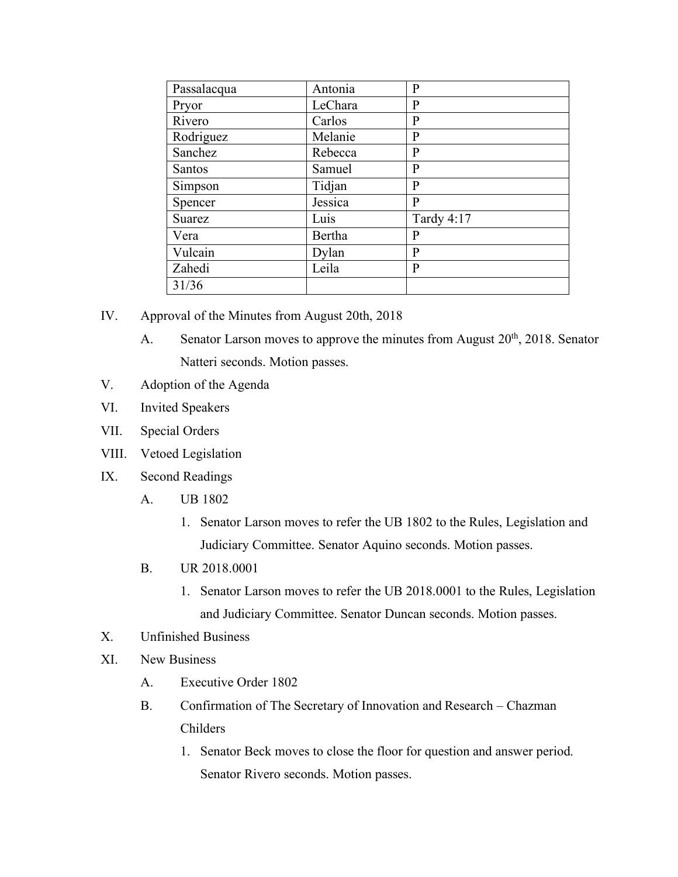| Passalacqua | Antonia | P |
|---|---|---|
| Pryor | LeChara | P |
| Rivero | Carlos | P |
| Rodriguez | Melanie | P |
| Sanchez | Rebecca | P |
| Santos | Samuel | P |
| Simpson | Tidjan | P |
| Spencer | Jessica | P |
| Suarez | Luis | Tardy 4:17 |
| Vera | Bertha | P |
| Vulcain | Dylan | P |
| Zahedi | Leila | P |
| 31/36 | | |

IV. Approval of the Minutes from August 20th, 2018

   A. Senator Larson moves to approve the minutes from August 20th, 2018. Senator Natteri seconds. Motion passes.

V. Adoption of the Agenda

VI. Invited Speakers

VII. Special Orders

VIII. Vetoed Legislation

IX. Second Readings

   A. UB 1802

      1. Senator Larson moves to refer the UB 1802 to the Rules, Legislation and Judiciary Committee. Senator Aquino seconds. Motion passes.

   B. UR 2018.0001

      1. Senator Larson moves to refer the UB 2018.0001 to the Rules, Legislation and Judiciary Committee. Senator Duncan seconds. Motion passes.

X. Unfinished Business

XI. New Business

   A. Executive Order 1802

   B. Confirmation of The Secretary of Innovation and Research – Chazman Childers

      1. Senator Beck moves to close the floor for question and answer period. Senator Rivero seconds. Motion passes.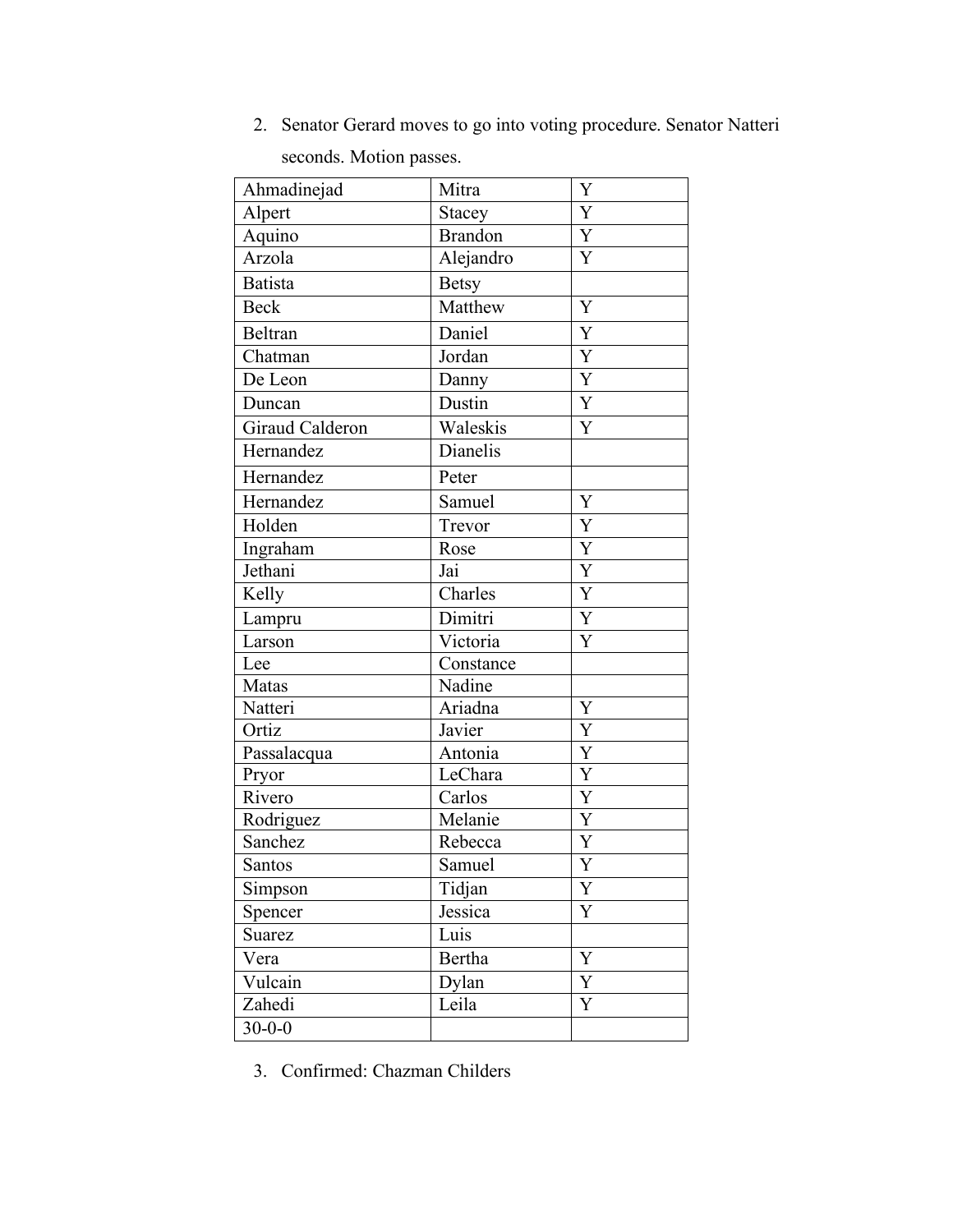2. Senator Gerard moves to go into voting procedure. Senator Natteri seconds. Motion passes.

| Ahmadinejad | Mitra | Y |
|---|---|---|
| Alpert | Stacey | Y |
| Aquino | Brandon | Y |
| Arzola | Alejandro | Y |
| Batista | Betsy | |
| Beck | Matthew | Y |
| Beltran | Daniel | Y |
| Chatman | Jordan | Y |
| De Leon | Danny | Y |
| Duncan | Dustin | Y |
| Giraud Calderon | Waleskis | Y |
| Hernandez | Dianelis | |
| Hernandez | Peter | |
| Hernandez | Samuel | Y |
| Holden | Trevor | Y |
| Ingraham | Rose | Y |
| Jethani | Jai | Y |
| Kelly | Charles | Y |
| Lampru | Dimitri | Y |
| Larson | Victoria | Y |
| Lee | Constance | |
| Matas | Nadine | |
| Natteri | Ariadna | Y |
| Ortiz | Javier | Y |
| Passalacqua | Antonia | Y |
| Pryor | LeChara | Y |
| Rivero | Carlos | Y |
| Rodriguez | Melanie | Y |
| Sanchez | Rebecca | Y |
| Santos | Samuel | Y |
| Simpson | Tidjan | Y |
| Spencer | Jessica | Y |
| Suarez | Luis | |
| Vera | Bertha | Y |
| Vulcain | Dylan | Y |
| Zahedi | Leila | Y |
| 30-0-0 | | |

3. Confirmed: Chazman Childers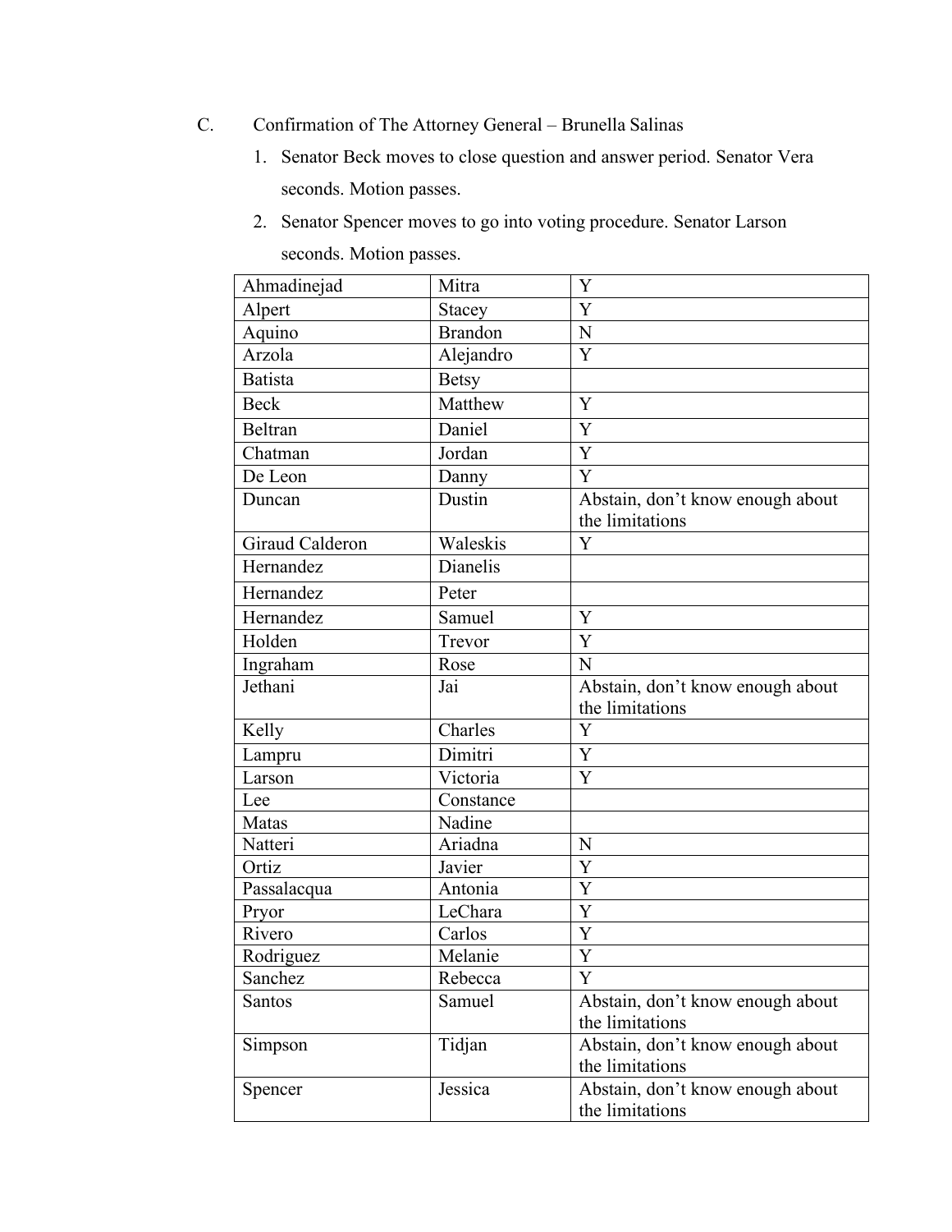C. Confirmation of The Attorney General – Brunella Salinas

1. Senator Beck moves to close question and answer period. Senator Vera seconds. Motion passes.
2. Senator Spencer moves to go into voting procedure. Senator Larson seconds. Motion passes.

| | | |
|---|---|---|
| Ahmadinejad | Mitra | Y |
| Alpert | Stacey | Y |
| Aquino | Brandon | N |
| Arzola | Alejandro | Y |
| Batista | Betsy | |
| Beck | Matthew | Y |
| Beltran | Daniel | Y |
| Chatman | Jordan | Y |
| De Leon | Danny | Y |
| Duncan | Dustin | Abstain, don’t know enough about the limitations |
| Giraud Calderon | Waleskis | Y |
| Hernandez | Dianelis | |
| Hernandez | Peter | |
| Hernandez | Samuel | Y |
| Holden | Trevor | Y |
| Ingraham | Rose | N |
| Jethani | Jai | Abstain, don’t know enough about the limitations |
| Kelly | Charles | Y |
| Lampru | Dimitri | Y |
| Larson | Victoria | Y |
| Lee | Constance | |
| Matas | Nadine | |
| Natteri | Ariadna | N |
| Ortiz | Javier | Y |
| Passalacqua | Antonia | Y |
| Pryor | LeChara | Y |
| Rivero | Carlos | Y |
| Rodriguez | Melanie | Y |
| Sanchez | Rebecca | Y |
| Santos | Samuel | Abstain, don’t know enough about the limitations |
| Simpson | Tidjan | Abstain, don’t know enough about the limitations |
| Spencer | Jessica | Abstain, don’t know enough about the limitations |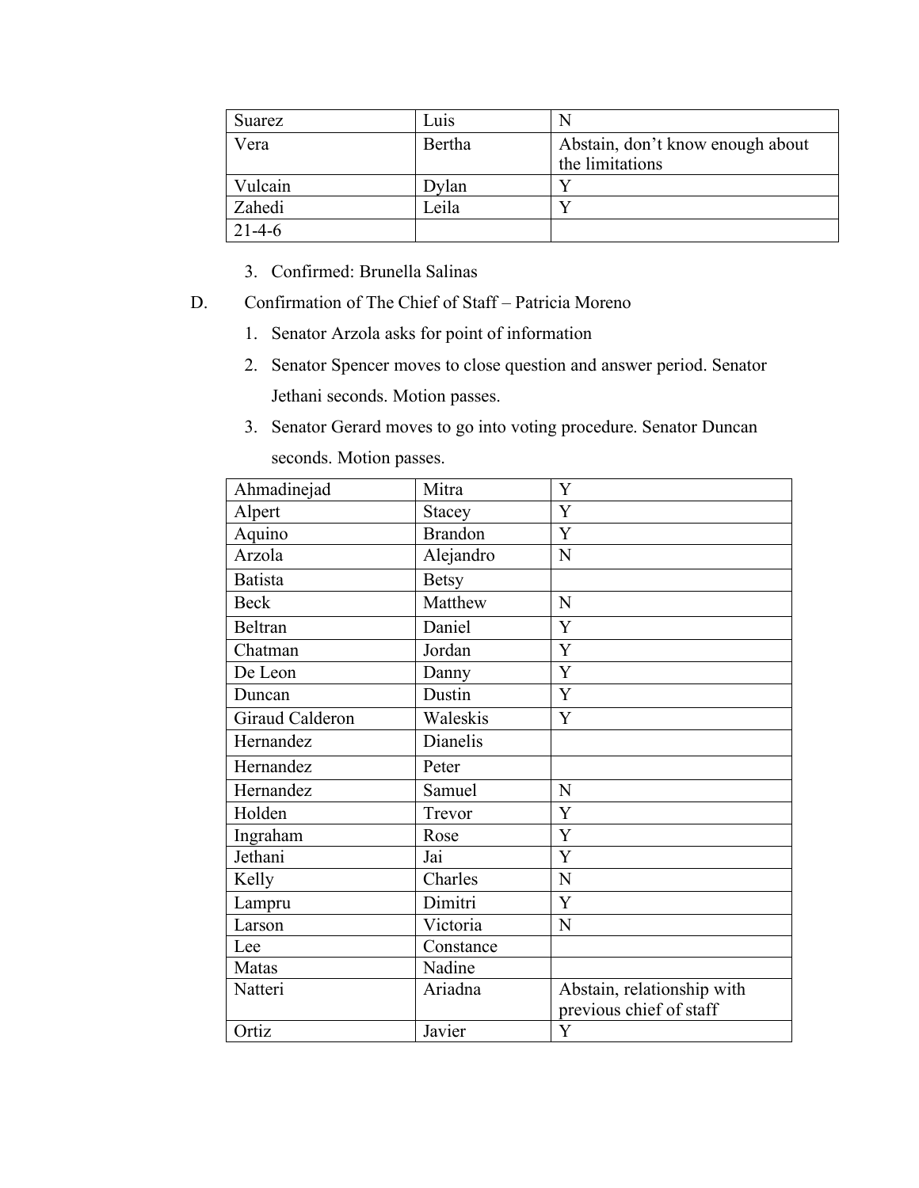| Suarez | Luis | N |
|---|---|---|
| Vera | Bertha | Abstain, don't know enough about the limitations |
| Vulcain | Dylan | Y |
| Zahedi | Leila | Y |
| 21-4-6 | | |

3. Confirmed: Brunella Salinas

D. Confirmation of The Chief of Staff – Patricia Moreno

1. Senator Arzola asks for point of information
2. Senator Spencer moves to close question and answer period. Senator Jethani seconds. Motion passes.
3. Senator Gerard moves to go into voting procedure. Senator Duncan seconds. Motion passes.

| Ahmadinejad | Mitra | Y |
|---|---|---|
| Alpert | Stacey | Y |
| Aquino | Brandon | Y |
| Arzola | Alejandro | N |
| Batista | Betsy | |
| Beck | Matthew | N |
| Beltran | Daniel | Y |
| Chatman | Jordan | Y |
| De Leon | Danny | Y |
| Duncan | Dustin | Y |
| Giraud Calderon | Waleskis | Y |
| Hernandez | Dianelis | |
| Hernandez | Peter | |
| Hernandez | Samuel | N |
| Holden | Trevor | Y |
| Ingraham | Rose | Y |
| Jethani | Jai | Y |
| Kelly | Charles | N |
| Lampru | Dimitri | Y |
| Larson | Victoria | N |
| Lee | Constance | |
| Matas | Nadine | |
| Natteri | Ariadna | Abstain, relationship with previous chief of staff |
| Ortiz | Javier | Y |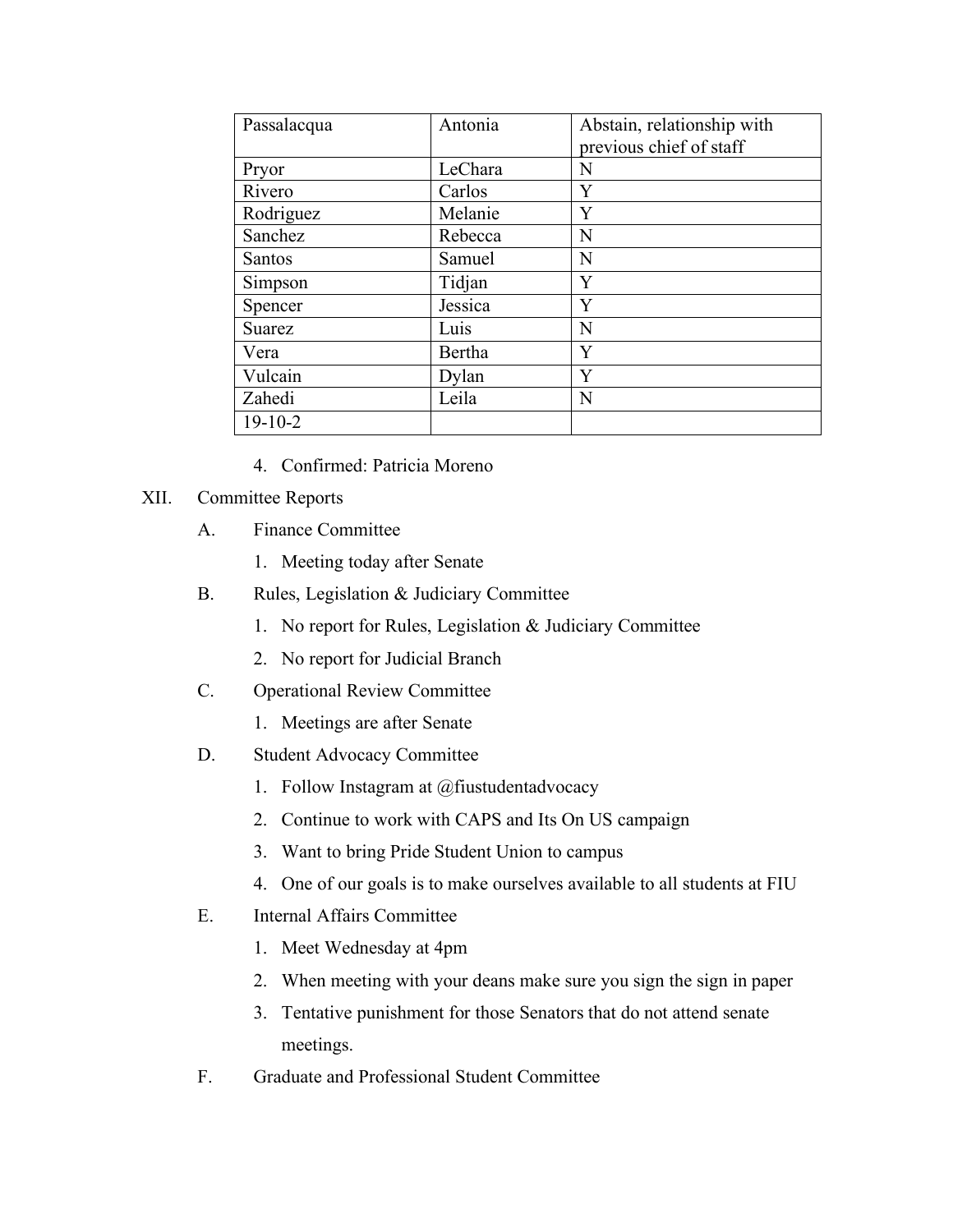| Passalacqua | Antonia | Abstain, relationship with previous chief of staff |
|---|---|---|
| Pryor | LeChara | N |
| Rivero | Carlos | Y |
| Rodriguez | Melanie | Y |
| Sanchez | Rebecca | N |
| Santos | Samuel | N |
| Simpson | Tidjan | Y |
| Spencer | Jessica | Y |
| Suarez | Luis | N |
| Vera | Bertha | Y |
| Vulcain | Dylan | Y |
| Zahedi | Leila | N |
| 19-10-2 | | |

4. Confirmed: Patricia Moreno

XII. Committee Reports

A. Finance Committee

1. Meeting today after Senate

B. Rules, Legislation & Judiciary Committee

1. No report for Rules, Legislation & Judiciary Committee
2. No report for Judicial Branch

C. Operational Review Committee

1. Meetings are after Senate

D. Student Advocacy Committee

1. Follow Instagram at @fiustudentadvocacy
2. Continue to work with CAPS and Its On US campaign
3. Want to bring Pride Student Union to campus
4. One of our goals is to make ourselves available to all students at FIU

E. Internal Affairs Committee

1. Meet Wednesday at 4pm
2. When meeting with your deans make sure you sign the sign in paper
3. Tentative punishment for those Senators that do not attend senate meetings.

F. Graduate and Professional Student Committee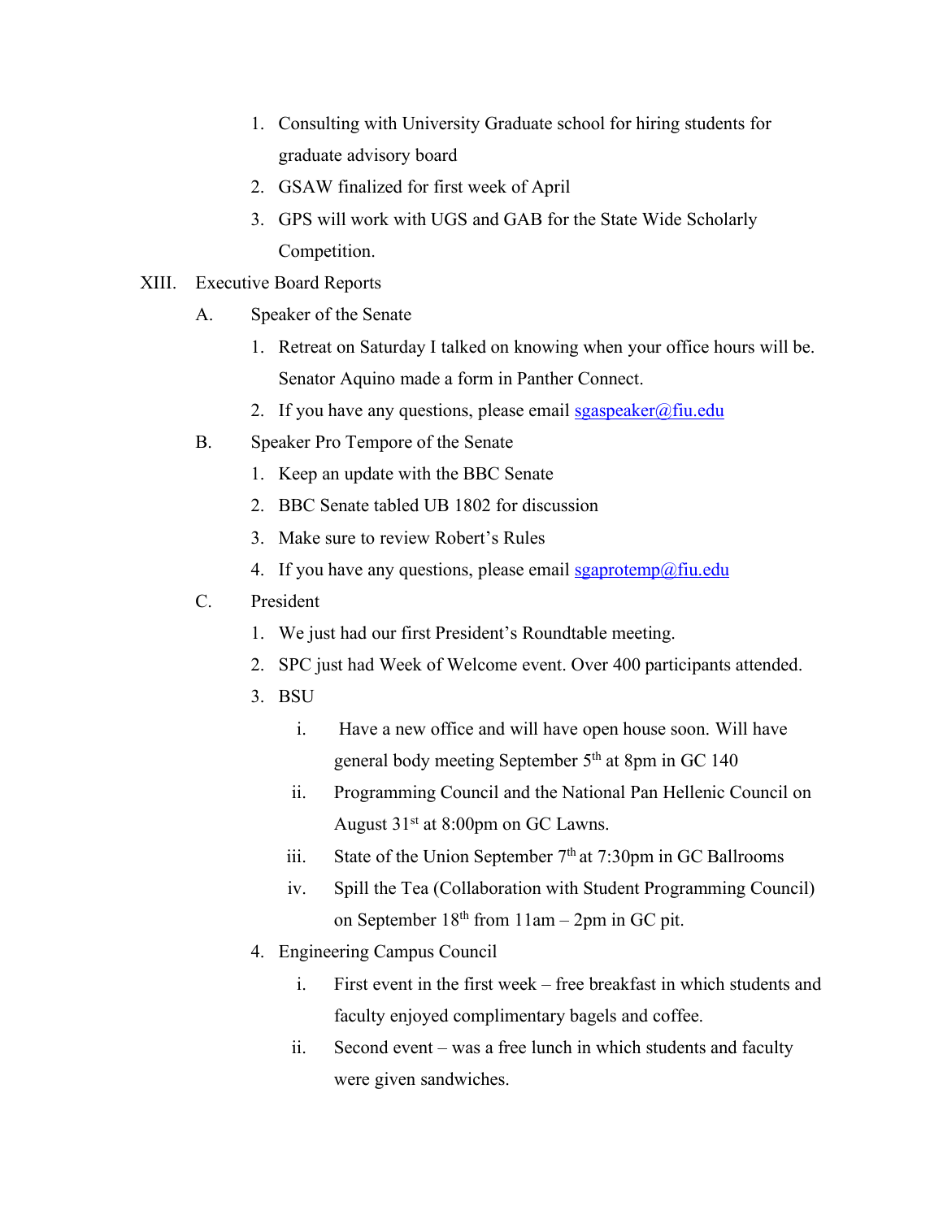1. Consulting with University Graduate school for hiring students for graduate advisory board
2. GSAW finalized for first week of April
3. GPS will work with UGS and GAB for the State Wide Scholarly Competition.

XIII. Executive Board Reports

A. Speaker of the Senate

1. Retreat on Saturday I talked on knowing when your office hours will be. Senator Aquino made a form in Panther Connect.
2. If you have any questions, please email sgaspeaker@fiu.edu

B. Speaker Pro Tempore of the Senate

1. Keep an update with the BBC Senate
2. BBC Senate tabled UB 1802 for discussion
3. Make sure to review Robert's Rules
4. If you have any questions, please email sgaprotemp@fiu.edu

C. President

1. We just had our first President's Roundtable meeting.
2. SPC just had Week of Welcome event. Over 400 participants attended.
3. BSU
   - i. Have a new office and will have open house soon. Will have general body meeting September 5th at 8pm in GC 140
   - ii. Programming Council and the National Pan Hellenic Council on August 31st at 8:00pm on GC Lawns.
   - iii. State of the Union September 7th at 7:30pm in GC Ballrooms
   - iv. Spill the Tea (Collaboration with Student Programming Council) on September 18th from 11am – 2pm in GC pit.
4. Engineering Campus Council
   - i. First event in the first week – free breakfast in which students and faculty enjoyed complimentary bagels and coffee.
   - ii. Second event – was a free lunch in which students and faculty were given sandwiches.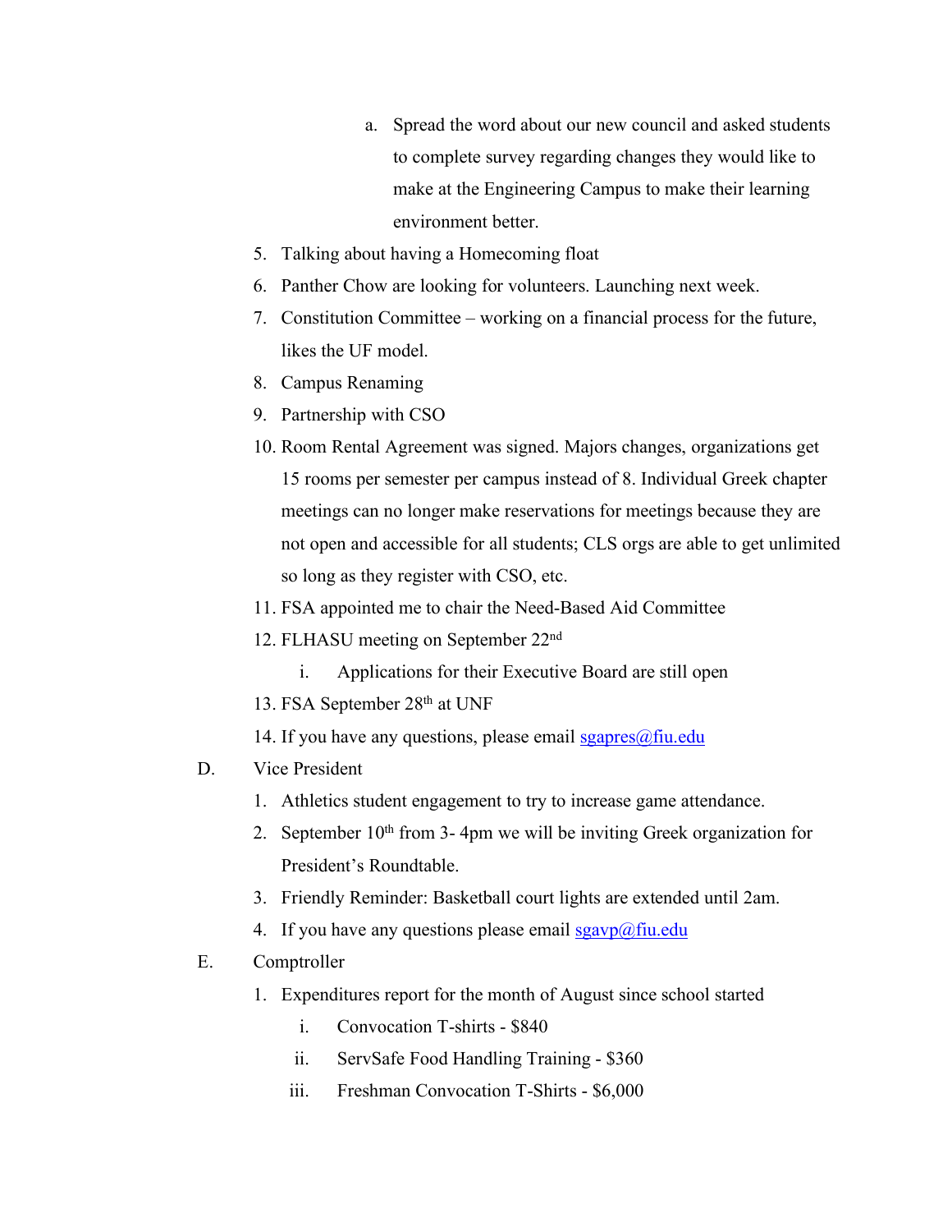a. Spread the word about our new council and asked students to complete survey regarding changes they would like to make at the Engineering Campus to make their learning environment better.

5. Talking about having a Homecoming float
6. Panther Chow are looking for volunteers. Launching next week.
7. Constitution Committee – working on a financial process for the future, likes the UF model.
8. Campus Renaming
9. Partnership with CSO
10. Room Rental Agreement was signed. Majors changes, organizations get 15 rooms per semester per campus instead of 8. Individual Greek chapter meetings can no longer make reservations for meetings because they are not open and accessible for all students; CLS orgs are able to get unlimited so long as they register with CSO, etc.
11. FSA appointed me to chair the Need-Based Aid Committee
12. FLHASU meeting on September 22nd
    i. Applications for their Executive Board are still open
13. FSA September 28th at UNF
14. If you have any questions, please email sgapres@fiu.edu

D. Vice President

1. Athletics student engagement to try to increase game attendance.
2. September 10th from 3- 4pm we will be inviting Greek organization for President's Roundtable.
3. Friendly Reminder: Basketball court lights are extended until 2am.
4. If you have any questions please email sgavp@fiu.edu

E. Comptroller

1. Expenditures report for the month of August since school started
    i. Convocation T-shirts - $840
    ii. ServSafe Food Handling Training - $360
    iii. Freshman Convocation T-Shirts - $6,000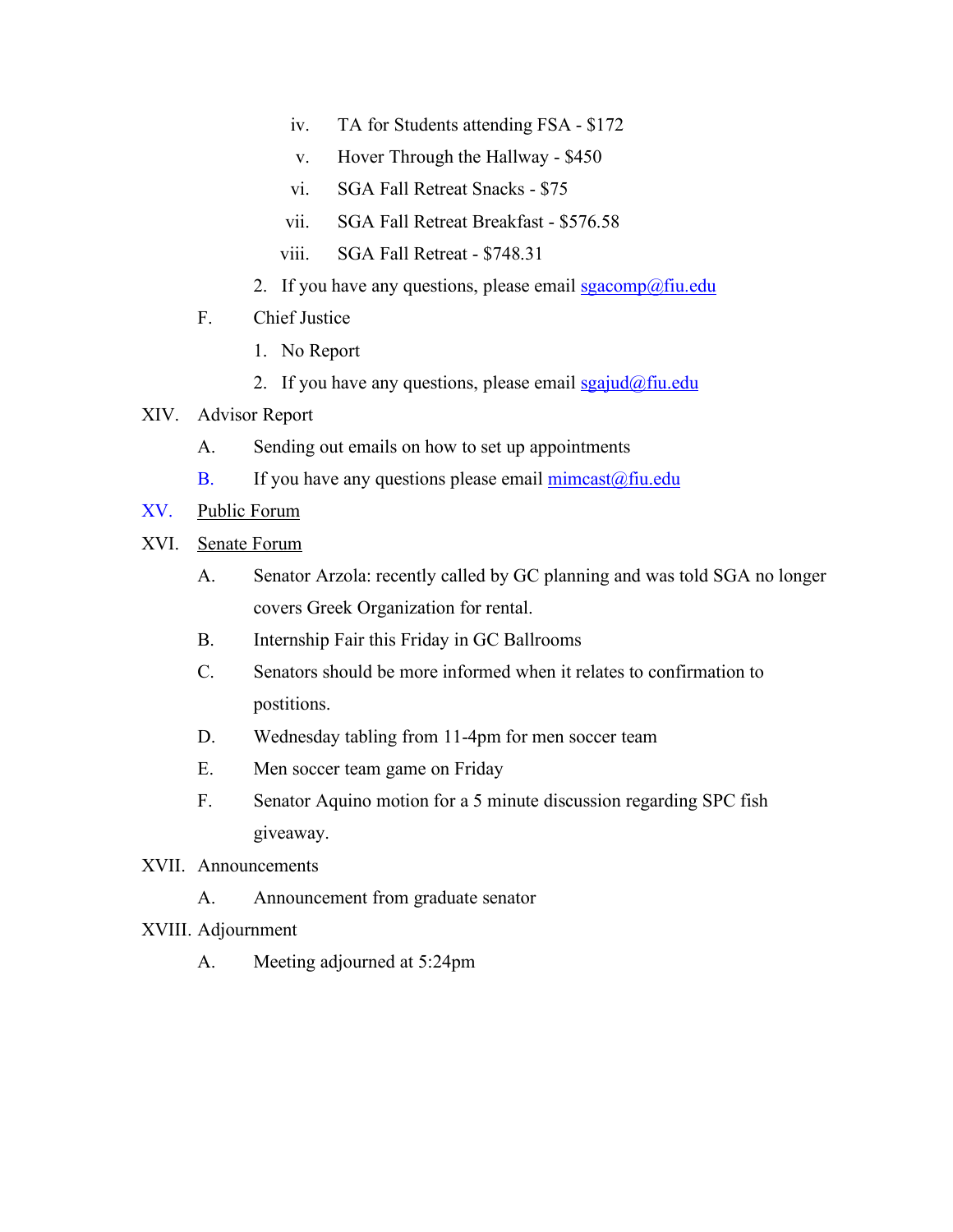iv. TA for Students attending FSA - $172

v. Hover Through the Hallway - $450

vi. SGA Fall Retreat Snacks - $75

vii. SGA Fall Retreat Breakfast - $576.58

viii. SGA Fall Retreat - $748.31

2. If you have any questions, please email sgacomp@fiu.edu

F. Chief Justice

1. No Report

2. If you have any questions, please email sgajud@fiu.edu

XIV. Advisor Report

A. Sending out emails on how to set up appointments

B. If you have any questions please email mimcast@fiu.edu

XV. Public Forum

XVI. Senate Forum

A. Senator Arzola: recently called by GC planning and was told SGA no longer covers Greek Organization for rental.

B. Internship Fair this Friday in GC Ballrooms

C. Senators should be more informed when it relates to confirmation to postitions.

D. Wednesday tabling from 11-4pm for men soccer team

E. Men soccer team game on Friday

F. Senator Aquino motion for a 5 minute discussion regarding SPC fish giveaway.

XVII. Announcements

A. Announcement from graduate senator

XVIII. Adjournment

A. Meeting adjourned at 5:24pm